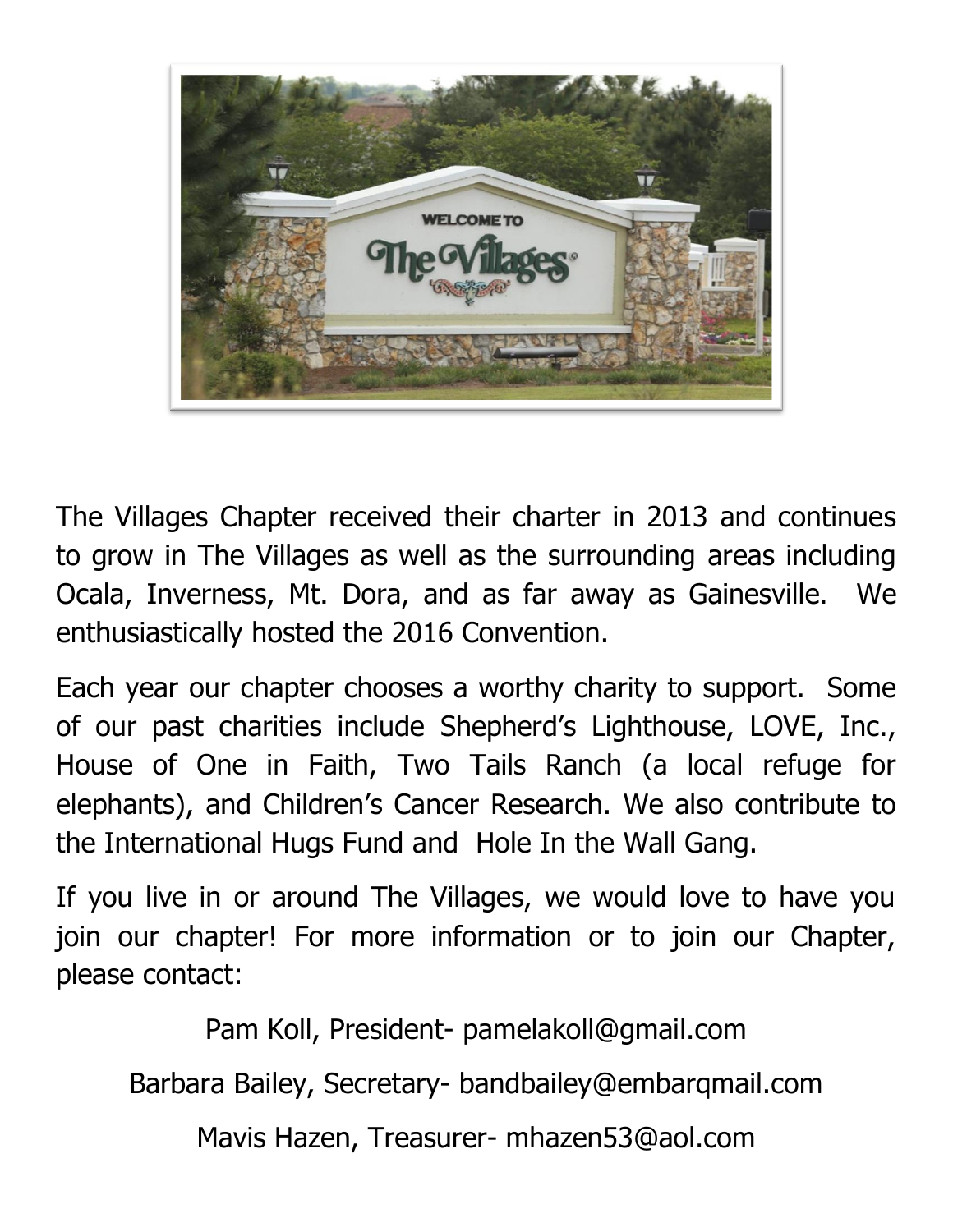The Villages Chapter received their charter in 2013 and continues to grow in The Villages as well as the surrounding areas including Ocala, Inverness, Mt. Dora, and as far away as Gainesville. We enthusiastically hosted the 2016 Convention.

Each year our chapter chooses a worthy charity to support. Some of our past charities include Shepherd's Lighthouse, LOVE, Inc., House of One in Faith, Two Tails Ranch (a local refuge for elephants), and Children's Cancer Research. We also contribute to the International Hugs Fund and Hole In the Wall Gang.

If you live in or around The Villages, we would love to have you join our chapter! For more information or to join our Chapter, please contact:

Pam Koll, President- pamelakoll@gmail.com

Barbara Bailey, Secretary- bandbailey@embarqmail.com

Mavis Hazen, Treasurer- mhazen53@aol.com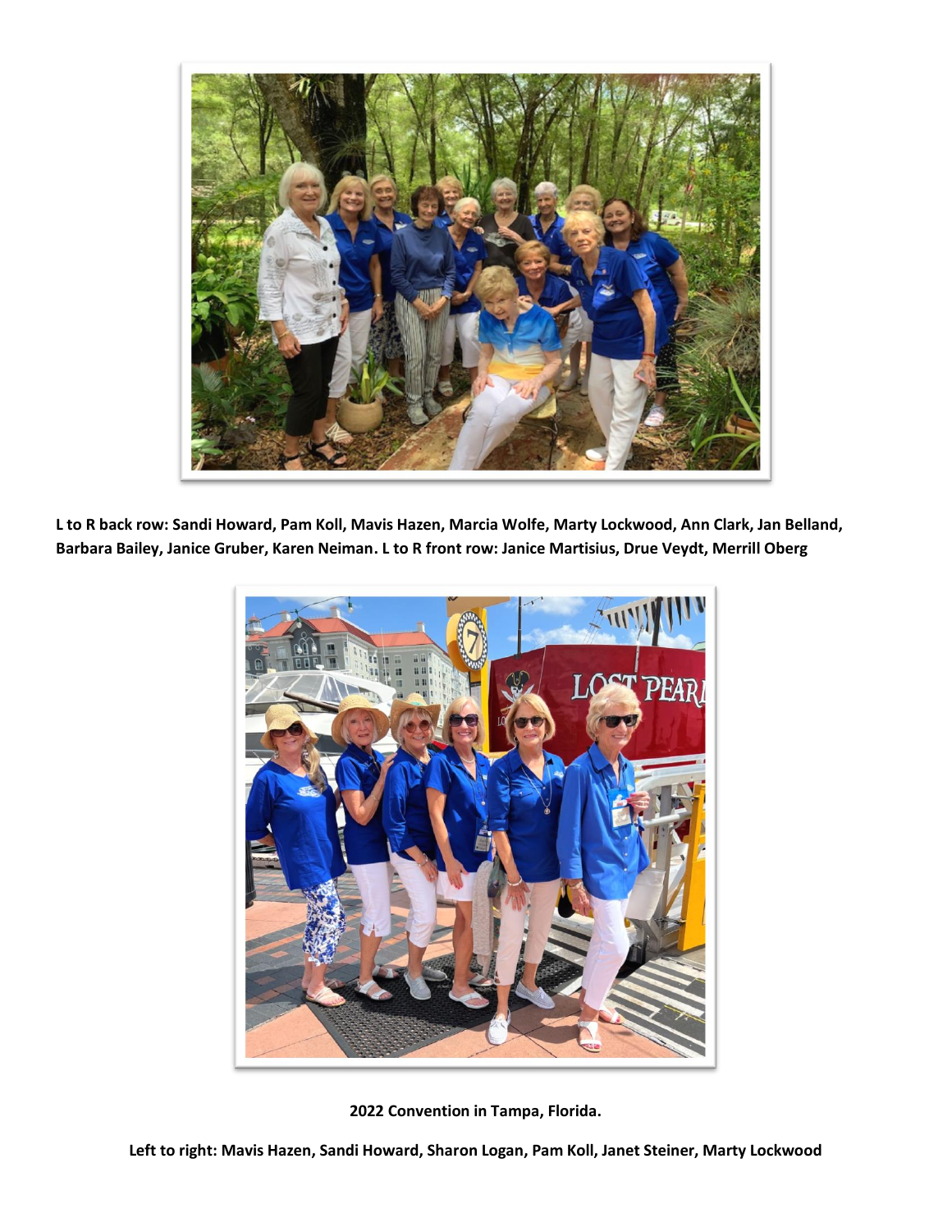**L to R back row: Sandi Howard, Pam Koll, Mavis Hazen, Marcia Wolfe, Marty Lockwood, Ann Clark, Jan Belland, Barbara Bailey, Janice Gruber, Karen Neiman. L to R front row: Janice Martisius, Drue Veydt, Merrill Oberg**

**2022 Convention in Tampa, Florida.**

**Left to right: Mavis Hazen, Sandi Howard, Sharon Logan, Pam Koll, Janet Steiner, Marty Lockwood**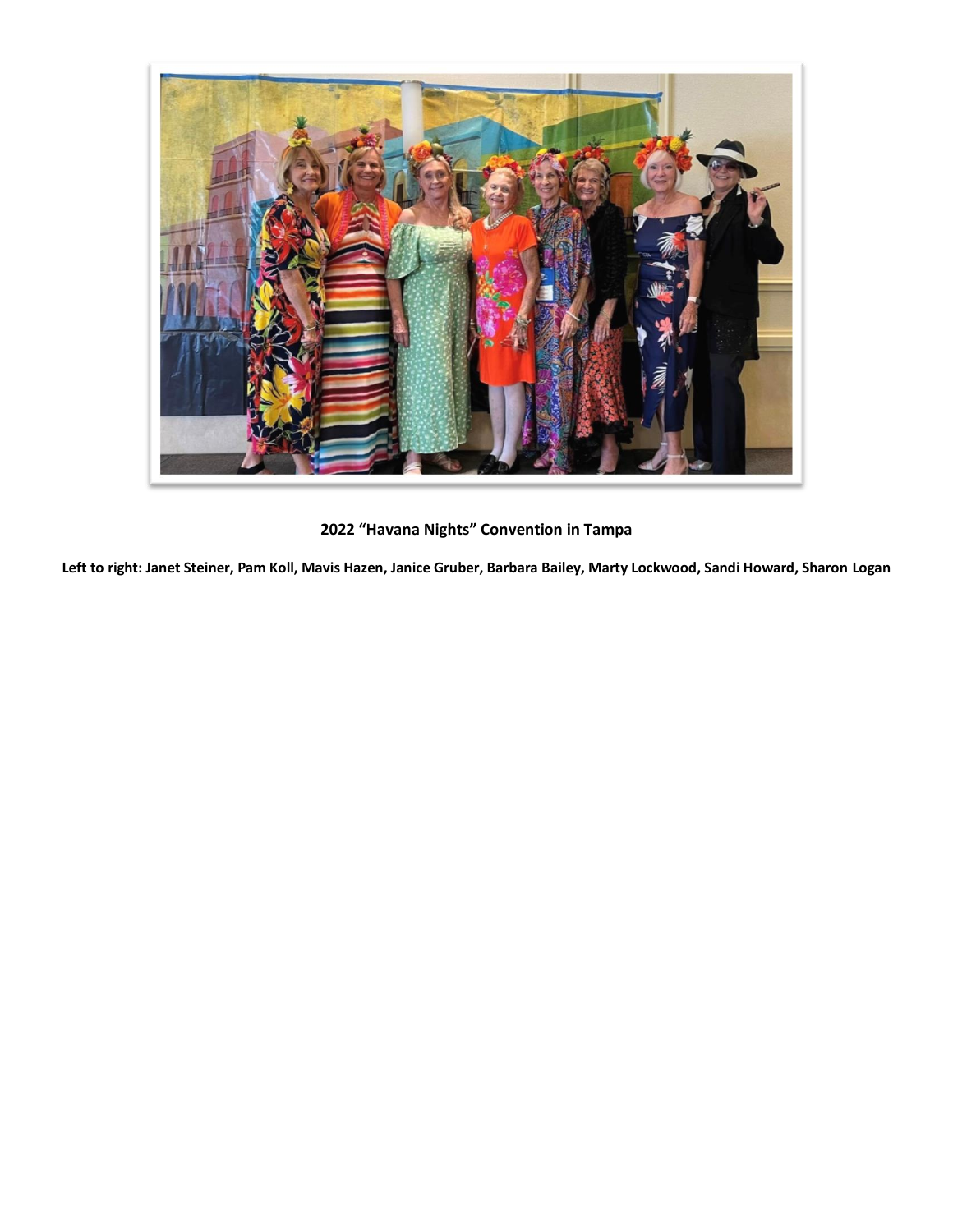**2022 “Havana Nights” Convention in Tampa**

**Left to right: Janet Steiner, Pam Koll, Mavis Hazen, Janice Gruber, Barbara Bailey, Marty Lockwood, Sandi Howard, Sharon Logan**